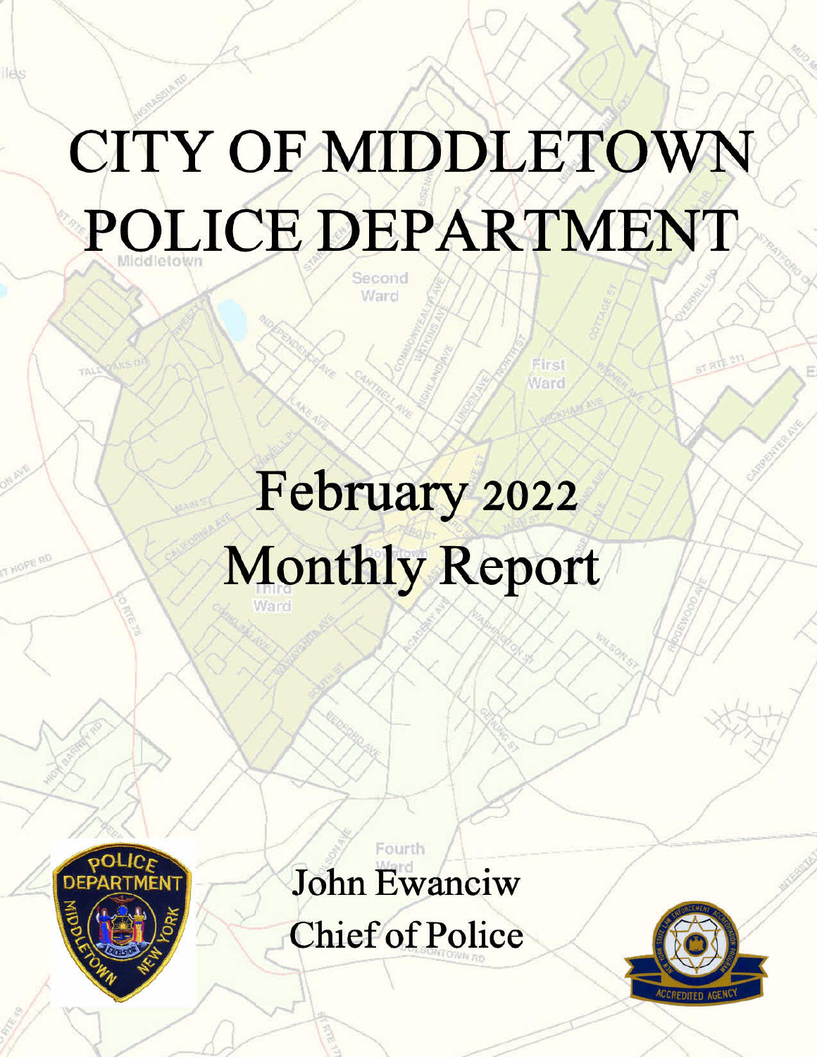# CITY OF MIDDLETOWN POLICE DEPARTMENT

## February 2022 Monthly Report

John Ewanciw
Chief of Police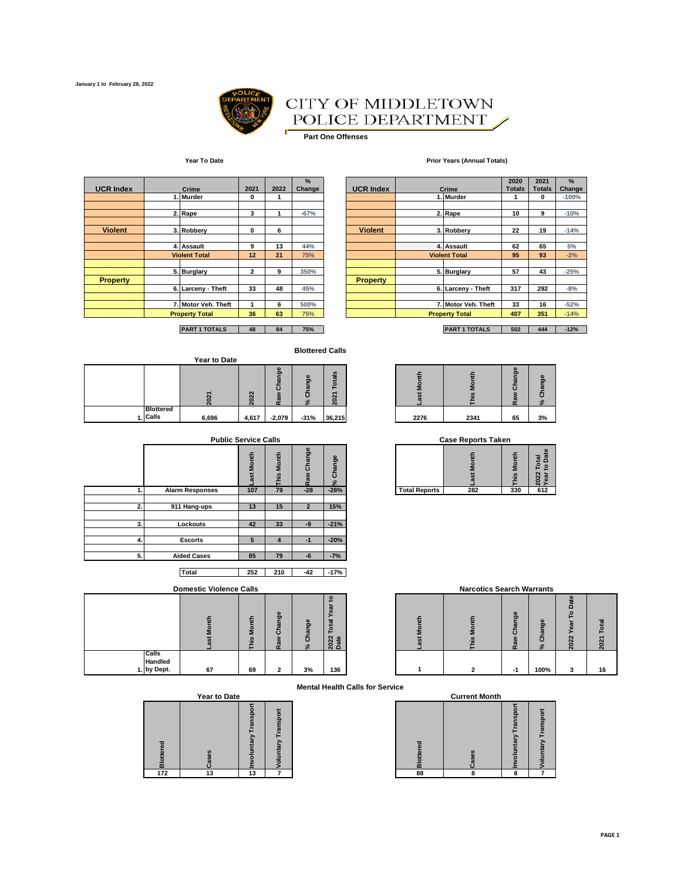January 1 to February 28, 2022

# CITY OF MIDDLETOWN POLICE DEPARTMENT

**Part One Offenses**

**Year To Date**

| UCR Index | Crime | 2021 | 2022 | % Change |
|---|---|---|---|---|
| Violent | 1. Murder | 0 | 1 | |
| | 2. Rape | 3 | 1 | -67% |
| | 3. Robbery | 0 | 6 | |
| | 4. Assault | 9 | 13 | 44% |
| | Violent Total | 12 | 21 | 75% |
| Property | 5. Burglary | 2 | 9 | 350% |
| | 6. Larceny - Theft | 33 | 48 | 45% |
| | 7. Motor Veh. Theft | 1 | 6 | 500% |
| | Property Total | 36 | 63 | 75% |
| | PART 1 TOTALS | 48 | 84 | 75% |

**Prior Years (Annual Totals)**

| UCR Index | Crime | 2020 Totals | 2021 Totals | % Change |
|---|---|---|---|---|
| Violent | 1. Murder | 1 | 0 | -100% |
| | 2. Rape | 10 | 9 | -10% |
| | 3. Robbery | 22 | 19 | -14% |
| | 4. Assault | 62 | 65 | 5% |
| | Violent Total | 95 | 93 | -2% |
| Property | 5. Burglary | 57 | 43 | -25% |
| | 6. Larceny - Theft | 317 | 292 | -8% |
| | 7. Motor Veh. Theft | 33 | 16 | -52% |
| | Property Total | 407 | 351 | -14% |
| | PART 1 TOTALS | 502 | 444 | -12% |

## Blottered Calls

**Year to Date**

| | | 2021 | 2022 | Raw Change | % Change | 2021 Totals |
|---|---|---|---|---|---|---|
| 1. | Blottered Calls | 6,696 | 4,617 | -2,079 | -31% | 36,215 |

| Last Month | This Month | Raw Change | % Change |
|---|---|---|---|
| 2276 | 2341 | 65 | 3% |

## Public Service Calls

| | | Last Month | This Month | Raw Change | % Change |
|---|---|---|---|---|---|
| 1. | Alarm Responses | 107 | 79 | -28 | -26% |
| 2. | 911 Hang-ups | 13 | 15 | 2 | 15% |
| 3. | Lockouts | 42 | 33 | -9 | -21% |
| 4. | Escorts | 5 | 4 | -1 | -20% |
| 5. | Aided Cases | 85 | 79 | -6 | -7% |
| | Total | 252 | 210 | -42 | -17% |

## Case Reports Taken

| | Last Month | This Month | 2022 Total Year to Date |
|---|---|---|---|
| Total Reports | 282 | 330 | 612 |

## Domestic Violence Calls

| | | Last Month | This Month | Raw Change | % Change | 2022 Total Year to Date |
|---|---|---|---|---|---|---|
| 1. | Calls Handled by Dept. | 67 | 69 | 2 | 3% | 136 |

## Narcotics Search Warrants

| Last Month | This Month | Raw Change | % Change | 2022 Year To Date | 2021 Total |
|---|---|---|---|---|---|
| 1 | 2 | -1 | 100% | 3 | 16 |

## Mental Health Calls for Service

**Year to Date**

| Blottered | Cases | Involuntary Transport | Voluntary Transport |
|---|---|---|---|
| 172 | 13 | 13 | 7 |

**Current Month**

| Blottered | Cases | Involuntary Transport | Voluntary Transport |
|---|---|---|---|
| 88 | 8 | 8 | 7 |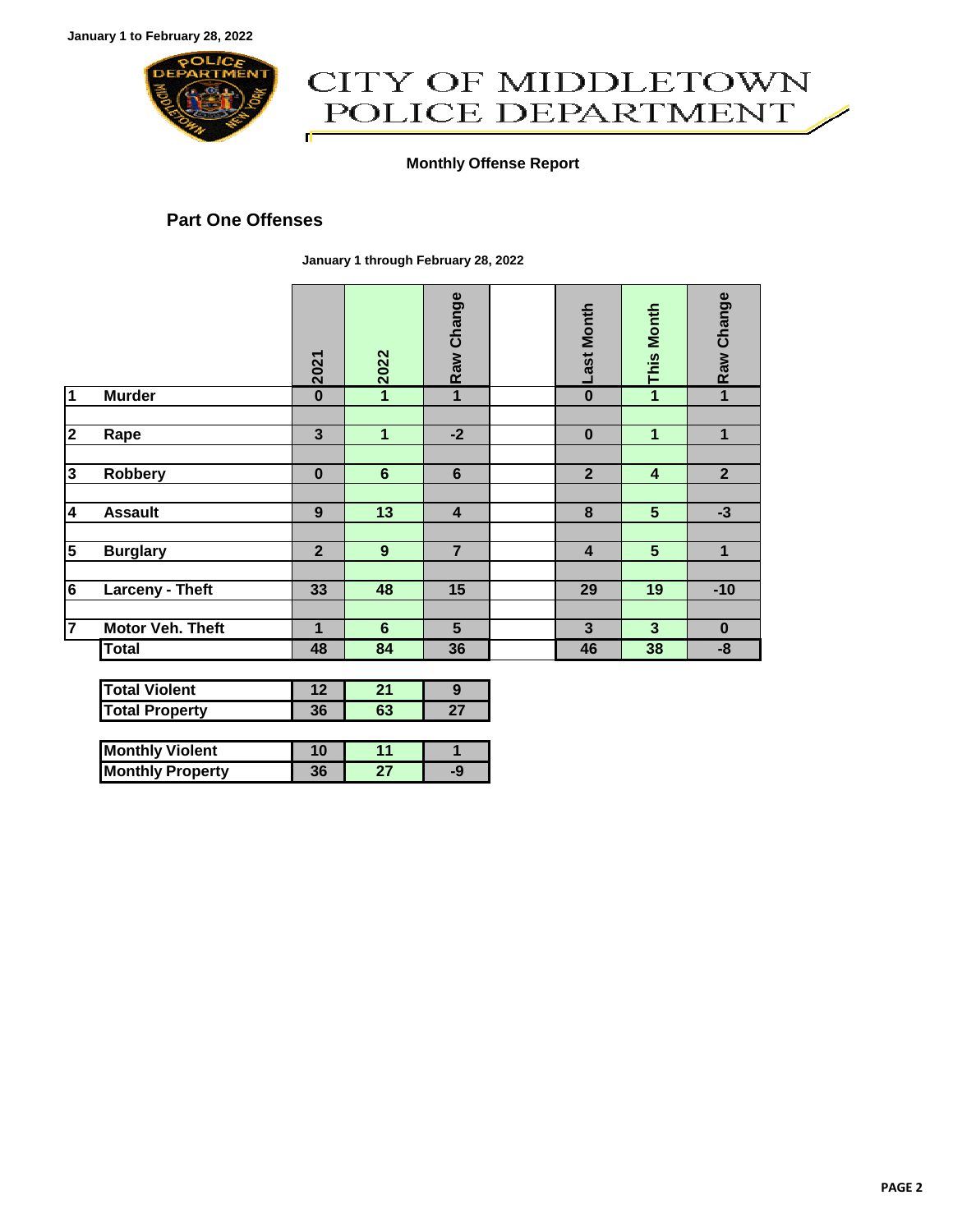January 1 to February 28, 2022

# CITY OF MIDDLETOWN POLICE DEPARTMENT

**Monthly Offense Report**

## Part One Offenses

**January 1 through February 28, 2022**

| | | 2021 | 2022 | Raw Change | | Last Month | This Month | Raw Change |
|---|---|---|---|---|---|---|---|---|
| 1 | Murder | 0 | 1 | 1 | | 0 | 1 | 1 |
| 2 | Rape | 3 | 1 | -2 | | 0 | 1 | 1 |
| 3 | Robbery | 0 | 6 | 6 | | 2 | 4 | 2 |
| 4 | Assault | 9 | 13 | 4 | | 8 | 5 | -3 |
| 5 | Burglary | 2 | 9 | 7 | | 4 | 5 | 1 |
| 6 | Larceny - Theft | 33 | 48 | 15 | | 29 | 19 | -10 |
| 7 | Motor Veh. Theft | 1 | 6 | 5 | | 3 | 3 | 0 |
| | Total | 48 | 84 | 36 | | 46 | 38 | -8 |

| | 2021 | 2022 | Raw Change |
|---|---|---|---|
| Total Violent | 12 | 21 | 9 |
| Total Property | 36 | 63 | 27 |

| | | | |
|---|---|---|---|
| Monthly Violent | 10 | 11 | 1 |
| Monthly Property | 36 | 27 | -9 |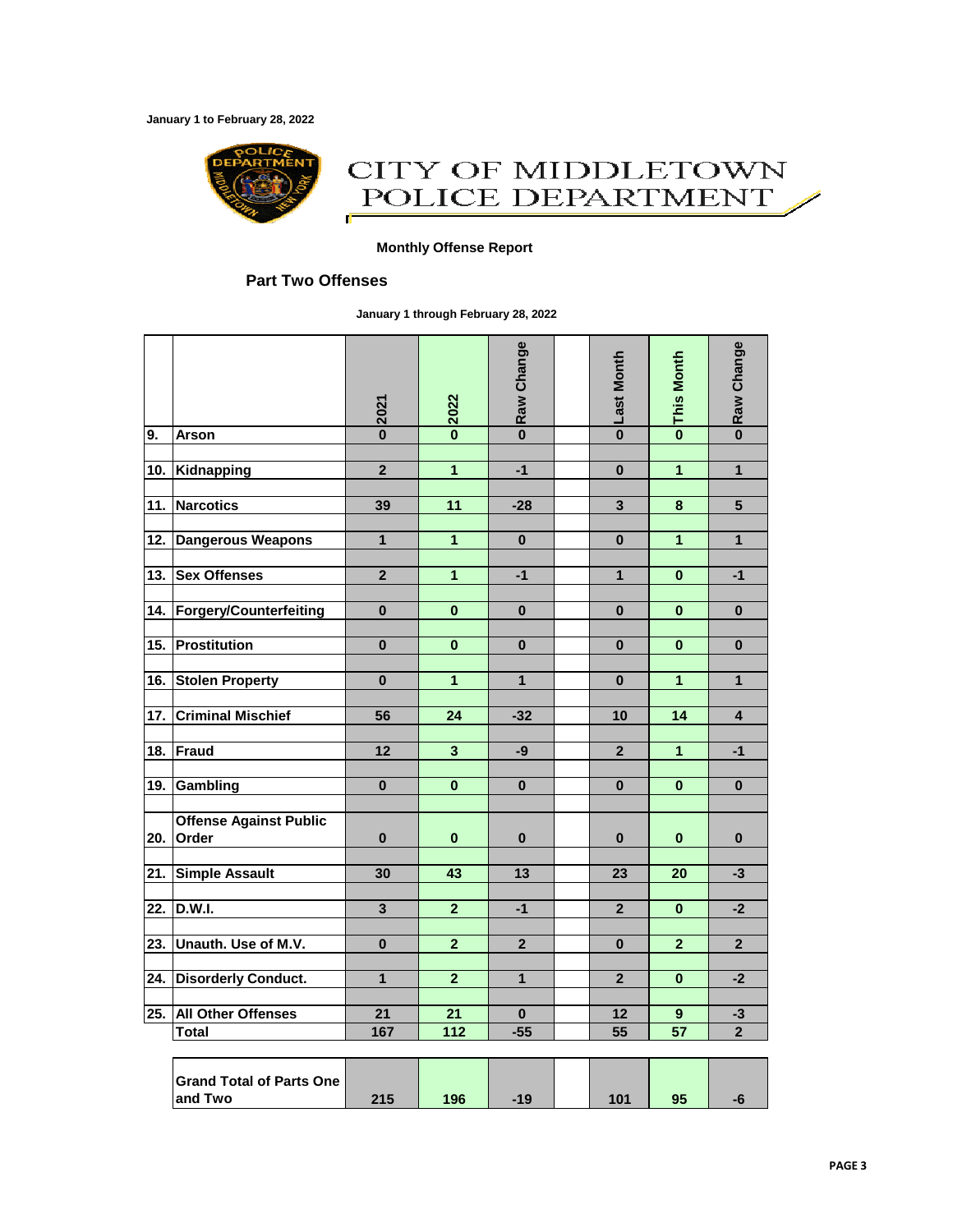January 1 to February 28, 2022

# CITY OF MIDDLETOWN POLICE DEPARTMENT

**Monthly Offense Report**

## Part Two Offenses

**January 1 through February 28, 2022**

| | | 2021 | 2022 | Raw Change | | Last Month | This Month | Raw Change |
|---|---|---|---|---|---|---|---|---|
| 9. | Arson | 0 | 0 | 0 | | 0 | 0 | 0 |
| 10. | Kidnapping | 2 | 1 | -1 | | 0 | 1 | 1 |
| 11. | Narcotics | 39 | 11 | -28 | | 3 | 8 | 5 |
| 12. | Dangerous Weapons | 1 | 1 | 0 | | 0 | 1 | 1 |
| 13. | Sex Offenses | 2 | 1 | -1 | | 1 | 0 | -1 |
| 14. | Forgery/Counterfeiting | 0 | 0 | 0 | | 0 | 0 | 0 |
| 15. | Prostitution | 0 | 0 | 0 | | 0 | 0 | 0 |
| 16. | Stolen Property | 0 | 1 | 1 | | 0 | 1 | 1 |
| 17. | Criminal Mischief | 56 | 24 | -32 | | 10 | 14 | 4 |
| 18. | Fraud | 12 | 3 | -9 | | 2 | 1 | -1 |
| 19. | Gambling | 0 | 0 | 0 | | 0 | 0 | 0 |
| 20. | Offense Against Public Order | 0 | 0 | 0 | | 0 | 0 | 0 |
| 21. | Simple Assault | 30 | 43 | 13 | | 23 | 20 | -3 |
| 22. | D.W.I. | 3 | 2 | -1 | | 2 | 0 | -2 |
| 23. | Unauth. Use of M.V. | 0 | 2 | 2 | | 0 | 2 | 2 |
| 24. | Disorderly Conduct. | 1 | 2 | 1 | | 2 | 0 | -2 |
| 25. | All Other Offenses | 21 | 21 | 0 | | 12 | 9 | -3 |
| | Total | 167 | 112 | -55 | | 55 | 57 | 2 |

| Grand Total of Parts One and Two | 2021 | 2022 | Raw Change | | Last Month | This Month | Raw Change |
|---|---|---|---|---|---|---|---|
| | 215 | 196 | -19 | | 101 | 95 | -6 |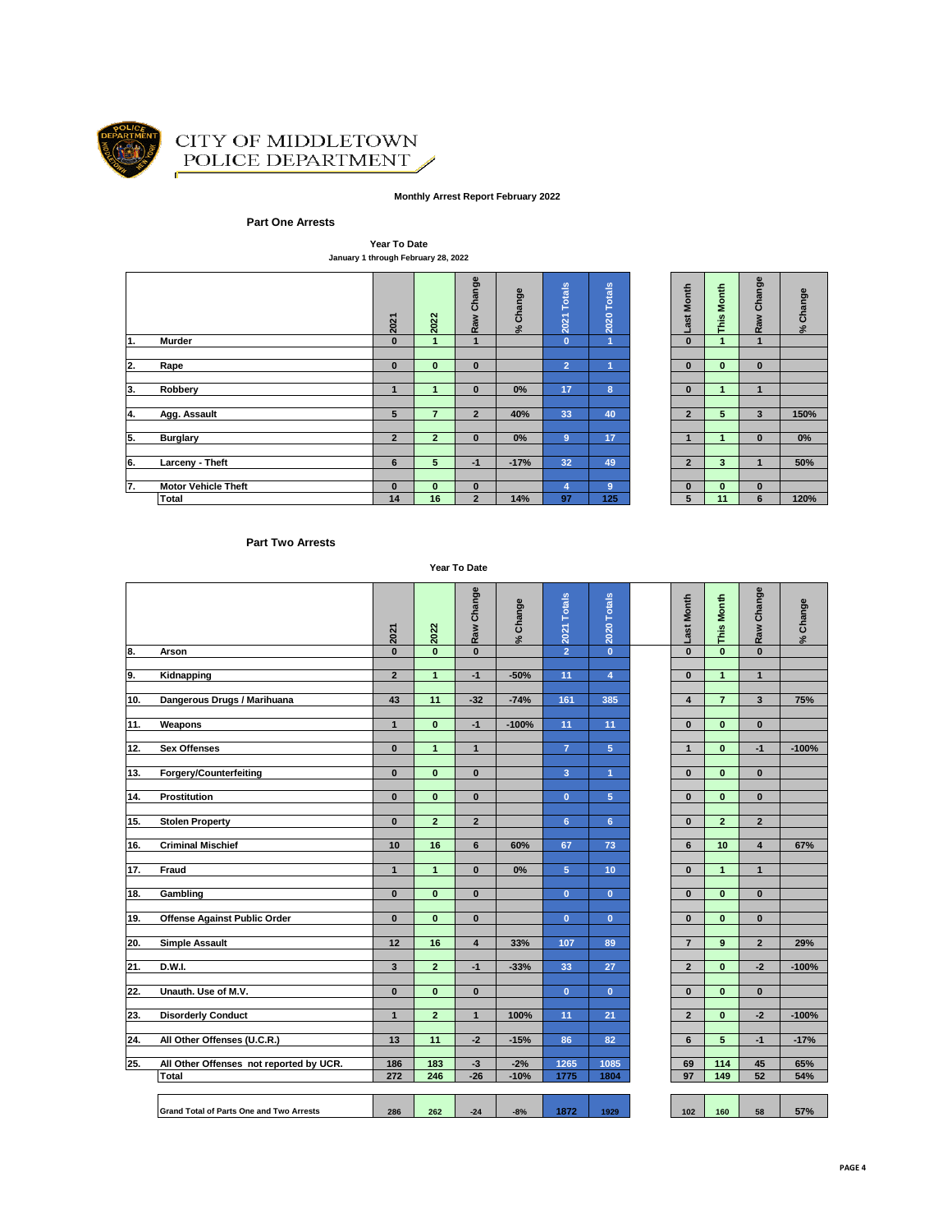# CITY OF MIDDLETOWN POLICE DEPARTMENT

**Monthly Arrest Report February 2022**

## Part One Arrests

**Year To Date**

**January 1 through February 28, 2022**

| | | 2021 | 2022 | Raw Change | % Change | 2021 Totals | 2020 Totals | Last Month | This Month | Raw Change | % Change |
|---|---|---|---|---|---|---|---|---|---|---|---|
| 1. | Murder | 0 | 1 | 1 | | 0 | 1 | 0 | 1 | 1 | |
| 2. | Rape | 0 | 0 | 0 | | 2 | 1 | 0 | 0 | 0 | |
| 3. | Robbery | 1 | 1 | 0 | 0% | 17 | 8 | 0 | 1 | 1 | |
| 4. | Agg. Assault | 5 | 7 | 2 | 40% | 33 | 40 | 2 | 5 | 3 | 150% |
| 5. | Burglary | 2 | 2 | 0 | 0% | 9 | 17 | 1 | 1 | 0 | 0% |
| 6. | Larceny - Theft | 6 | 5 | -1 | -17% | 32 | 49 | 2 | 3 | 1 | 50% |
| 7. | Motor Vehicle Theft | 0 | 0 | 0 | | 4 | 9 | 0 | 0 | 0 | |
| | Total | 14 | 16 | 2 | 14% | 97 | 125 | 5 | 11 | 6 | 120% |

## Part Two Arrests

**Year To Date**

| | | 2021 | 2022 | Raw Change | % Change | 2021 Totals | 2020 Totals | Last Month | This Month | Raw Change | % Change |
|---|---|---|---|---|---|---|---|---|---|---|---|
| 8. | Arson | 0 | 0 | 0 | | 2 | 0 | 0 | 0 | 0 | |
| 9. | Kidnapping | 2 | 1 | -1 | -50% | 11 | 4 | 0 | 1 | 1 | |
| 10. | Dangerous Drugs / Marihuana | 43 | 11 | -32 | -74% | 161 | 385 | 4 | 7 | 3 | 75% |
| 11. | Weapons | 1 | 0 | -1 | -100% | 11 | 11 | 0 | 0 | 0 | |
| 12. | Sex Offenses | 0 | 1 | 1 | | 7 | 5 | 1 | 0 | -1 | -100% |
| 13. | Forgery/Counterfeiting | 0 | 0 | 0 | | 3 | 1 | 0 | 0 | 0 | |
| 14. | Prostitution | 0 | 0 | 0 | | 0 | 5 | 0 | 0 | 0 | |
| 15. | Stolen Property | 0 | 2 | 2 | | 6 | 6 | 0 | 2 | 2 | |
| 16. | Criminal Mischief | 10 | 16 | 6 | 60% | 67 | 73 | 6 | 10 | 4 | 67% |
| 17. | Fraud | 1 | 1 | 0 | 0% | 5 | 10 | 0 | 1 | 1 | |
| 18. | Gambling | 0 | 0 | 0 | | 0 | 0 | 0 | 0 | 0 | |
| 19. | Offense Against Public Order | 0 | 0 | 0 | | 0 | 0 | 0 | 0 | 0 | |
| 20. | Simple Assault | 12 | 16 | 4 | 33% | 107 | 89 | 7 | 9 | 2 | 29% |
| 21. | D.W.I. | 3 | 2 | -1 | -33% | 33 | 27 | 2 | 0 | -2 | -100% |
| 22. | Unauth. Use of M.V. | 0 | 0 | 0 | | 0 | 0 | 0 | 0 | 0 | |
| 23. | Disorderly Conduct | 1 | 2 | 1 | 100% | 11 | 21 | 2 | 0 | -2 | -100% |
| 24. | All Other Offenses (U.C.R.) | 13 | 11 | -2 | -15% | 86 | 82 | 6 | 5 | -1 | -17% |
| 25. | All Other Offenses not reported by UCR. | 186 | 183 | -3 | -2% | 1265 | 1085 | 69 | 114 | 45 | 65% |
| | Total | 272 | 246 | -26 | -10% | 1775 | 1804 | 97 | 149 | 52 | 54% |
| | Grand Total of Parts One and Two Arrests | 286 | 262 | -24 | -8% | 1872 | 1929 | 102 | 160 | 58 | 57% |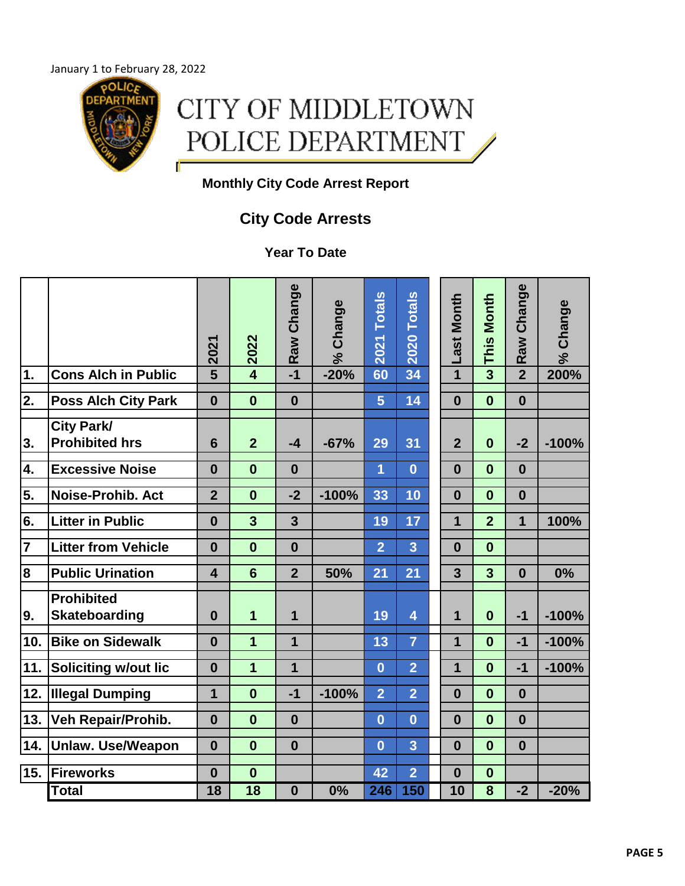January 1 to February 28, 2022

# CITY OF MIDDLETOWN POLICE DEPARTMENT

**Monthly City Code Arrest Report**

## City Code Arrests

**Year To Date**

| | | 2021 | 2022 | Raw Change | % Change | 2021 Totals | 2020 Totals | Last Month | This Month | Raw Change | % Change |
|---|---|---|---|---|---|---|---|---|---|---|---|
| 1. | Cons Alch in Public | 5 | 4 | -1 | -20% | 60 | 34 | 1 | 3 | 2 | 200% |
| 2. | Poss Alch City Park | 0 | 0 | 0 | | 5 | 14 | 0 | 0 | 0 | |
| 3. | City Park/ Prohibited hrs | 6 | 2 | -4 | -67% | 29 | 31 | 2 | 0 | -2 | -100% |
| 4. | Excessive Noise | 0 | 0 | 0 | | 1 | 0 | 0 | 0 | 0 | |
| 5. | Noise-Prohib. Act | 2 | 0 | -2 | -100% | 33 | 10 | 0 | 0 | 0 | |
| 6. | Litter in Public | 0 | 3 | 3 | | 19 | 17 | 1 | 2 | 1 | 100% |
| 7 | Litter from Vehicle | 0 | 0 | 0 | | 2 | 3 | 0 | 0 | | |
| 8 | Public Urination | 4 | 6 | 2 | 50% | 21 | 21 | 3 | 3 | 0 | 0% |
| 9. | Prohibited Skateboarding | 0 | 1 | 1 | | 19 | 4 | 1 | 0 | -1 | -100% |
| 10. | Bike on Sidewalk | 0 | 1 | 1 | | 13 | 7 | 1 | 0 | -1 | -100% |
| 11. | Soliciting w/out lic | 0 | 1 | 1 | | 0 | 2 | 1 | 0 | -1 | -100% |
| 12. | Illegal Dumping | 1 | 0 | -1 | -100% | 2 | 2 | 0 | 0 | 0 | |
| 13. | Veh Repair/Prohib. | 0 | 0 | 0 | | 0 | 0 | 0 | 0 | 0 | |
| 14. | Unlaw. Use/Weapon | 0 | 0 | 0 | | 0 | 3 | 0 | 0 | 0 | |
| 15. | Fireworks | 0 | 0 | | | 42 | 2 | 0 | 0 | | |
| | Total | 18 | 18 | 0 | 0% | 246 | 150 | 10 | 8 | -2 | -20% |